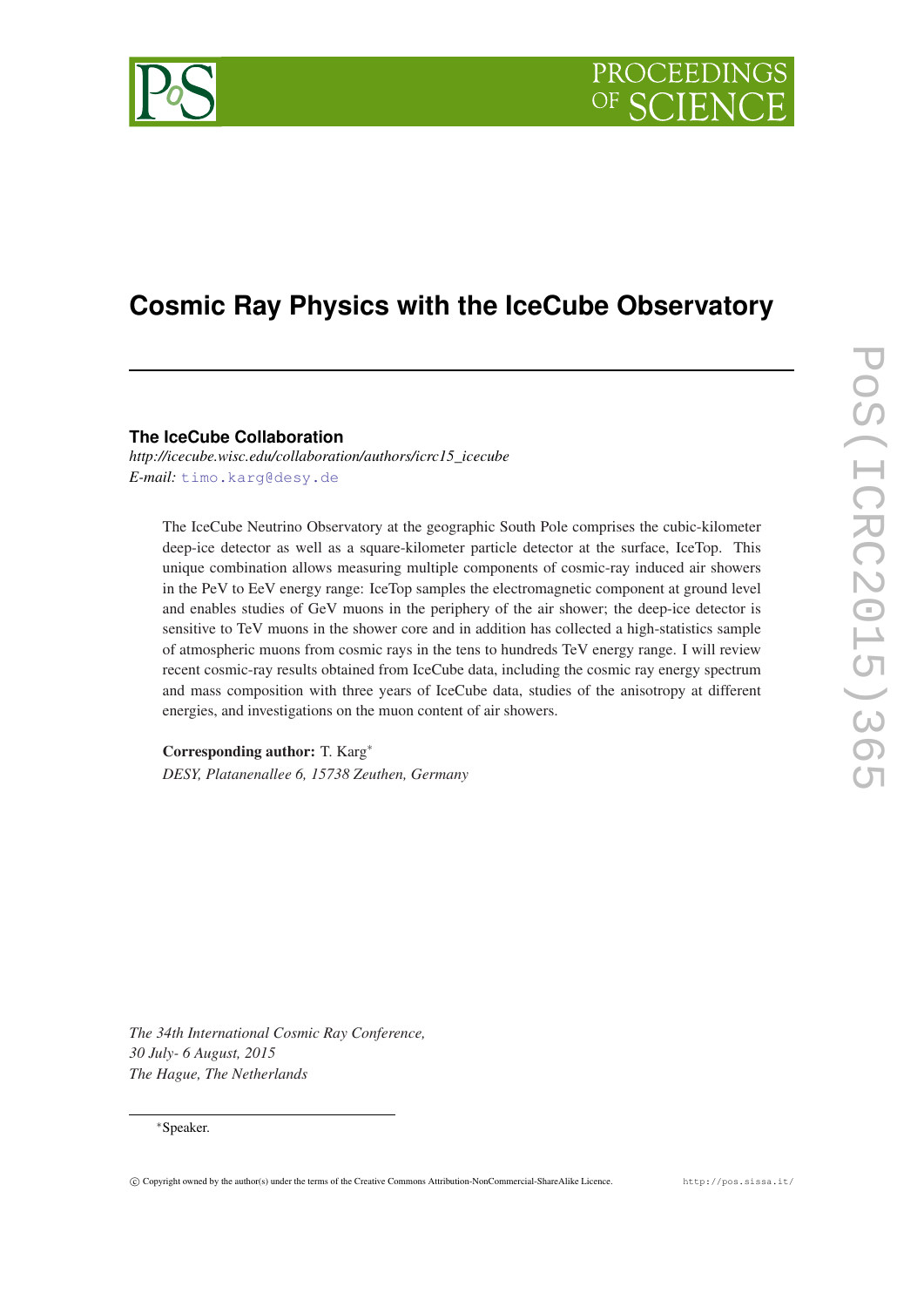# Cosmic Ray Physics with the IceCube Observatory

**The IceCube Collaboration**

*http://icecube.wisc.edu/collaboration/authors/icrc15_icecube*

*E-mail:* timo.karg@desy.de

The IceCube Neutrino Observatory at the geographic South Pole comprises the cubic-kilometer deep-ice detector as well as a square-kilometer particle detector at the surface, IceTop. This unique combination allows measuring multiple components of cosmic-ray induced air showers in the PeV to EeV energy range: IceTop samples the electromagnetic component at ground level and enables studies of GeV muons in the periphery of the air shower; the deep-ice detector is sensitive to TeV muons in the shower core and in addition has collected a high-statistics sample of atmospheric muons from cosmic rays in the tens to hundreds TeV energy range. I will review recent cosmic-ray results obtained from IceCube data, including the cosmic ray energy spectrum and mass composition with three years of IceCube data, studies of the anisotropy at different energies, and investigations on the muon content of air showers.

**Corresponding author:** T. Karg*

*DESY, Platanenallee 6, 15738 Zeuthen, Germany*

*The 34th International Cosmic Ray Conference,*
*30 July- 6 August, 2015*
*The Hague, The Netherlands*

*Speaker.

© Copyright owned by the author(s) under the terms of the Creative Commons Attribution-NonCommercial-ShareAlike Licence. http://pos.sissa.it/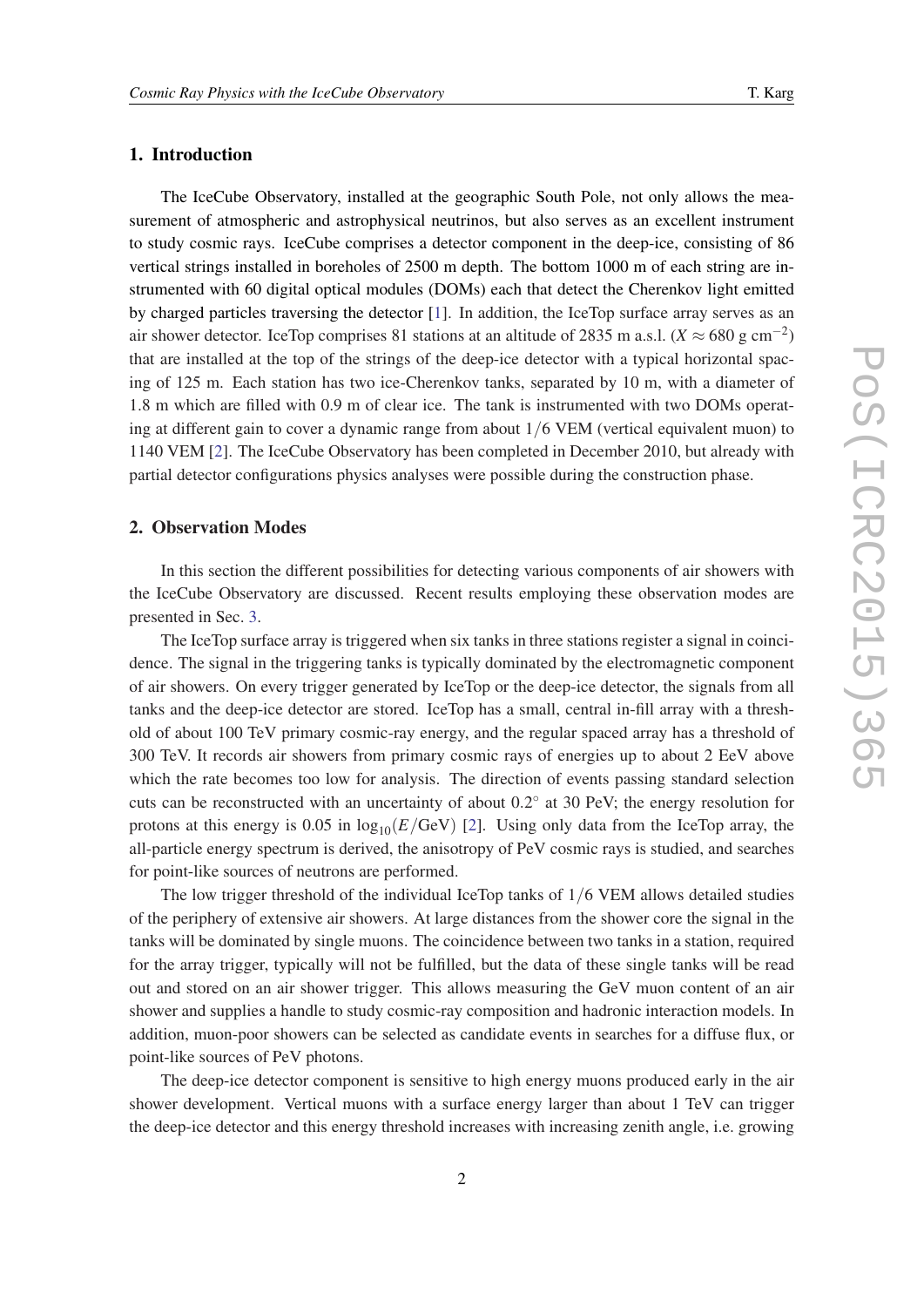## 1. Introduction

The IceCube Observatory, installed at the geographic South Pole, not only allows the measurement of atmospheric and astrophysical neutrinos, but also serves as an excellent instrument to study cosmic rays. IceCube comprises a detector component in the deep-ice, consisting of 86 vertical strings installed in boreholes of 2500 m depth. The bottom 1000 m of each string are instrumented with 60 digital optical modules (DOMs) each that detect the Cherenkov light emitted by charged particles traversing the detector [1]. In addition, the IceTop surface array serves as an air shower detector. IceTop comprises 81 stations at an altitude of 2835 m a.s.l. ($X \approx 680$ g cm$^{-2}$) that are installed at the top of the strings of the deep-ice detector with a typical horizontal spacing of 125 m. Each station has two ice-Cherenkov tanks, separated by 10 m, with a diameter of 1.8 m which are filled with 0.9 m of clear ice. The tank is instrumented with two DOMs operating at different gain to cover a dynamic range from about $1/6$ VEM (vertical equivalent muon) to 1140 VEM [2]. The IceCube Observatory has been completed in December 2010, but already with partial detector configurations physics analyses were possible during the construction phase.

## 2. Observation Modes

In this section the different possibilities for detecting various components of air showers with the IceCube Observatory are discussed. Recent results employing these observation modes are presented in Sec. 3.

The IceTop surface array is triggered when six tanks in three stations register a signal in coincidence. The signal in the triggering tanks is typically dominated by the electromagnetic component of air showers. On every trigger generated by IceTop or the deep-ice detector, the signals from all tanks and the deep-ice detector are stored. IceTop has a small, central in-fill array with a threshold of about 100 TeV primary cosmic-ray energy, and the regular spaced array has a threshold of 300 TeV. It records air showers from primary cosmic rays of energies up to about 2 EeV above which the rate becomes too low for analysis. The direction of events passing standard selection cuts can be reconstructed with an uncertainty of about $0.2^{\circ}$ at 30 PeV; the energy resolution for protons at this energy is 0.05 in $\log_{10}(E/\mathrm{GeV})$ [2]. Using only data from the IceTop array, the all-particle energy spectrum is derived, the anisotropy of PeV cosmic rays is studied, and searches for point-like sources of neutrons are performed.

The low trigger threshold of the individual IceTop tanks of $1/6$ VEM allows detailed studies of the periphery of extensive air showers. At large distances from the shower core the signal in the tanks will be dominated by single muons. The coincidence between two tanks in a station, required for the array trigger, typically will not be fulfilled, but the data of these single tanks will be read out and stored on an air shower trigger. This allows measuring the GeV muon content of an air shower and supplies a handle to study cosmic-ray composition and hadronic interaction models. In addition, muon-poor showers can be selected as candidate events in searches for a diffuse flux, or point-like sources of PeV photons.

The deep-ice detector component is sensitive to high energy muons produced early in the air shower development. Vertical muons with a surface energy larger than about 1 TeV can trigger the deep-ice detector and this energy threshold increases with increasing zenith angle, i.e. growing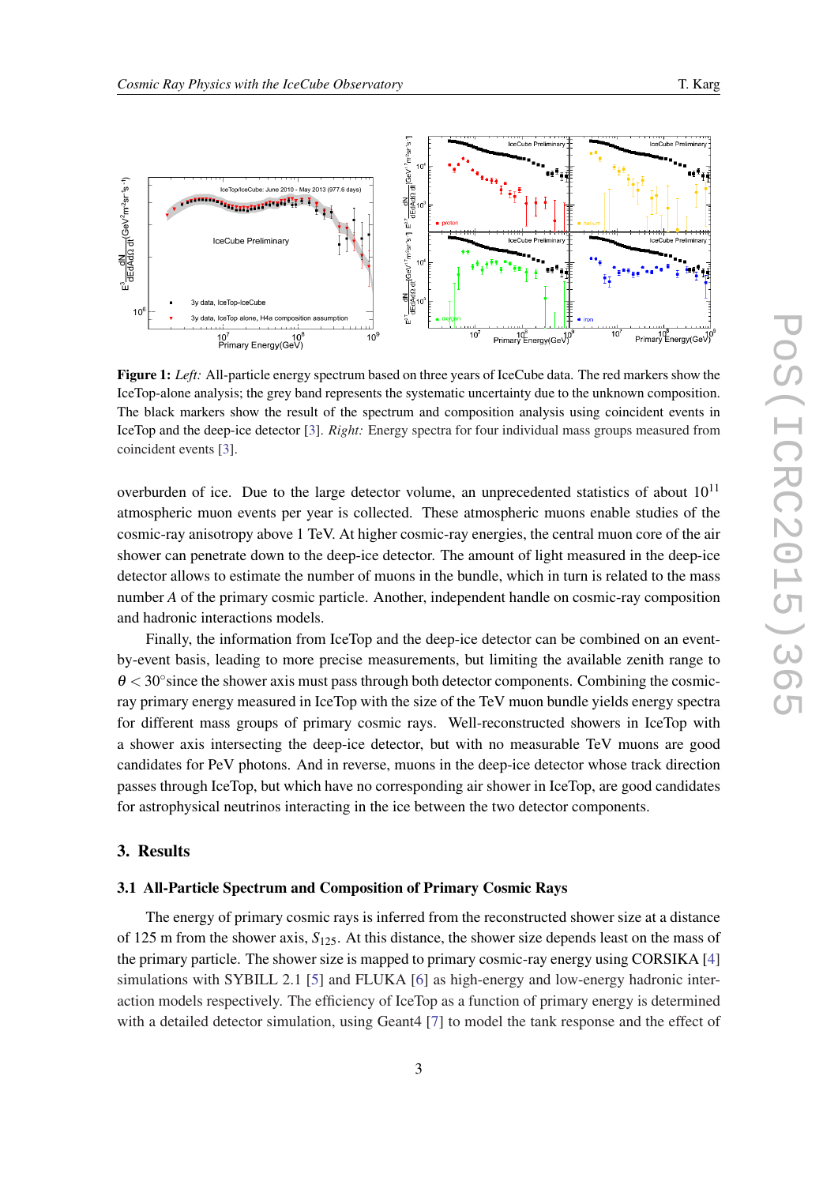**Figure 1:** *Left:* All-particle energy spectrum based on three years of IceCube data. The red markers show the IceTop-alone analysis; the grey band represents the systematic uncertainty due to the unknown composition. The black markers show the result of the spectrum and composition analysis using coincident events in IceTop and the deep-ice detector [3]. *Right:* Energy spectra for four individual mass groups measured from coincident events [3].

overburden of ice. Due to the large detector volume, an unprecedented statistics of about $10^{11}$ atmospheric muon events per year is collected. These atmospheric muons enable studies of the cosmic-ray anisotropy above 1 TeV. At higher cosmic-ray energies, the central muon core of the air shower can penetrate down to the deep-ice detector. The amount of light measured in the deep-ice detector allows to estimate the number of muons in the bundle, which in turn is related to the mass number $A$ of the primary cosmic particle. Another, independent handle on cosmic-ray composition and hadronic interactions models.

Finally, the information from IceTop and the deep-ice detector can be combined on an event-by-event basis, leading to more precise measurements, but limiting the available zenith range to $\theta < 30^{\circ}$ since the shower axis must pass through both detector components. Combining the cosmic-ray primary energy measured in IceTop with the size of the TeV muon bundle yields energy spectra for different mass groups of primary cosmic rays. Well-reconstructed showers in IceTop with a shower axis intersecting the deep-ice detector, but with no measurable TeV muons are good candidates for PeV photons. And in reverse, muons in the deep-ice detector whose track direction passes through IceTop, but which have no corresponding air shower in IceTop, are good candidates for astrophysical neutrinos interacting in the ice between the two detector components.

## 3. Results

### 3.1 All-Particle Spectrum and Composition of Primary Cosmic Rays

The energy of primary cosmic rays is inferred from the reconstructed shower size at a distance of 125 m from the shower axis, $S_{125}$. At this distance, the shower size depends least on the mass of the primary particle. The shower size is mapped to primary cosmic-ray energy using CORSIKA [4] simulations with SYBILL 2.1 [5] and FLUKA [6] as high-energy and low-energy hadronic interaction models respectively. The efficiency of IceTop as a function of primary energy is determined with a detailed detector simulation, using Geant4 [7] to model the tank response and the effect of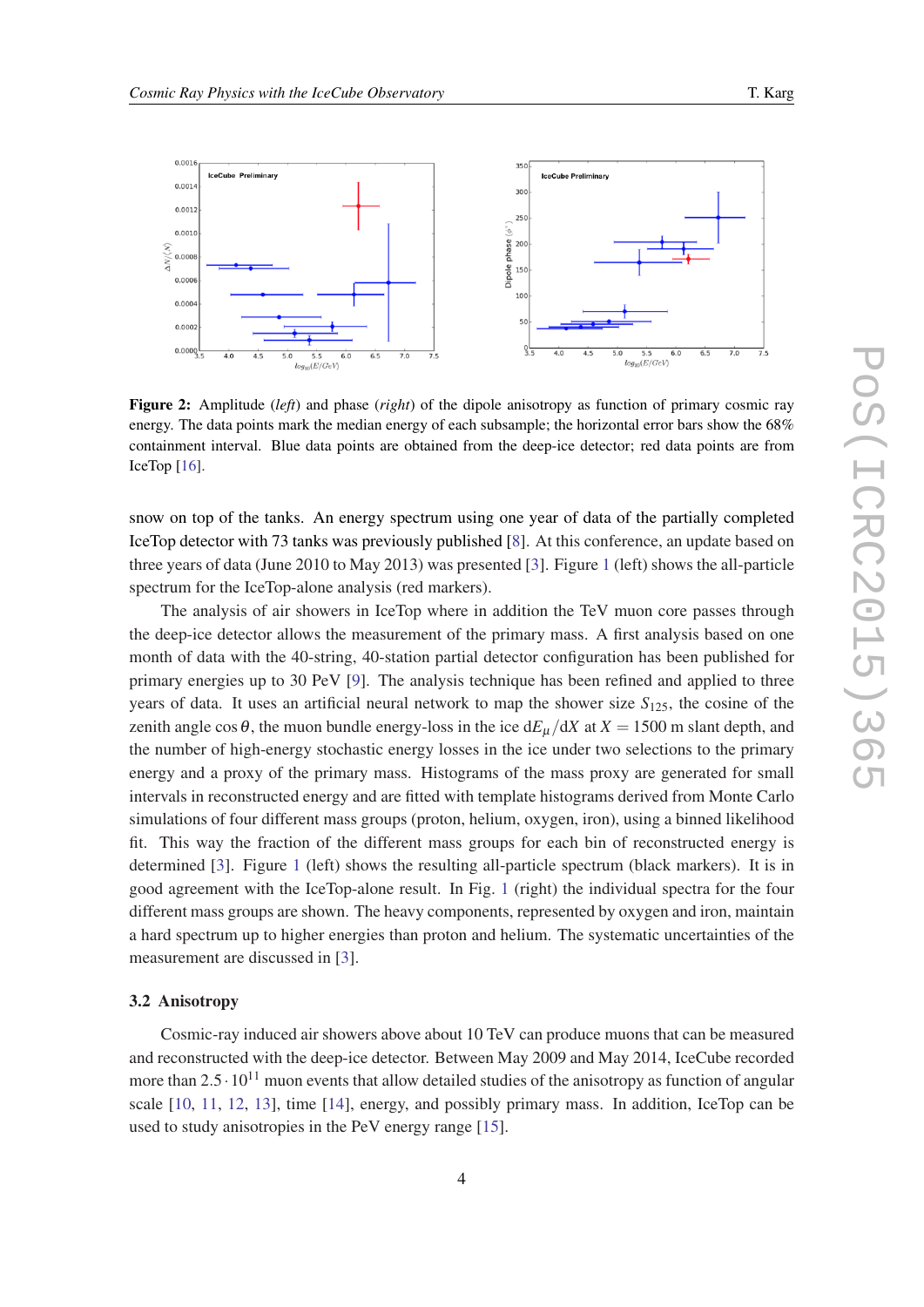**Figure 2:** Amplitude (*left*) and phase (*right*) of the dipole anisotropy as function of primary cosmic ray energy. The data points mark the median energy of each subsample; the horizontal error bars show the 68% containment interval. Blue data points are obtained from the deep-ice detector; red data points are from IceTop [16].

snow on top of the tanks. An energy spectrum using one year of data of the partially completed IceTop detector with 73 tanks was previously published [8]. At this conference, an update based on three years of data (June 2010 to May 2013) was presented [3]. Figure 1 (left) shows the all-particle spectrum for the IceTop-alone analysis (red markers).

The analysis of air showers in IceTop where in addition the TeV muon core passes through the deep-ice detector allows the measurement of the primary mass. A first analysis based on one month of data with the 40-string, 40-station partial detector configuration has been published for primary energies up to 30 PeV [9]. The analysis technique has been refined and applied to three years of data. It uses an artificial neural network to map the shower size $S_{125}$, the cosine of the zenith angle $\cos\theta$, the muon bundle energy-loss in the ice $\mathrm{d}E_\mu/\mathrm{d}X$ at $X = 1500$ m slant depth, and the number of high-energy stochastic energy losses in the ice under two selections to the primary energy and a proxy of the primary mass. Histograms of the mass proxy are generated for small intervals in reconstructed energy and are fitted with template histograms derived from Monte Carlo simulations of four different mass groups (proton, helium, oxygen, iron), using a binned likelihood fit. This way the fraction of the different mass groups for each bin of reconstructed energy is determined [3]. Figure 1 (left) shows the resulting all-particle spectrum (black markers). It is in good agreement with the IceTop-alone result. In Fig. 1 (right) the individual spectra for the four different mass groups are shown. The heavy components, represented by oxygen and iron, maintain a hard spectrum up to higher energies than proton and helium. The systematic uncertainties of the measurement are discussed in [3].

### 3.2 Anisotropy

Cosmic-ray induced air showers above about 10 TeV can produce muons that can be measured and reconstructed with the deep-ice detector. Between May 2009 and May 2014, IceCube recorded more than $2.5 \cdot 10^{11}$ muon events that allow detailed studies of the anisotropy as function of angular scale [10, 11, 12, 13], time [14], energy, and possibly primary mass. In addition, IceTop can be used to study anisotropies in the PeV energy range [15].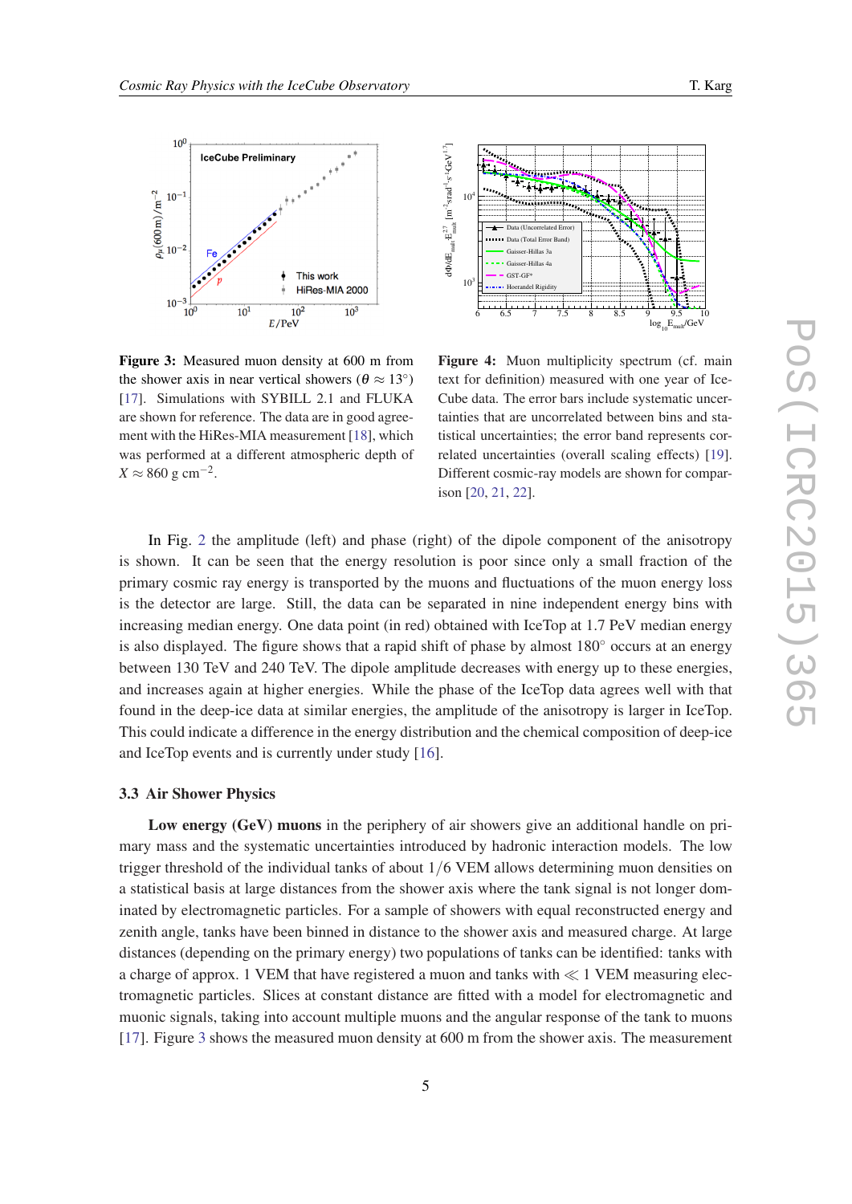**Figure 3:** Measured muon density at 600 m from the shower axis in near vertical showers ($\theta \approx 13^\circ$) [17]. Simulations with SYBILL 2.1 and FLUKA are shown for reference. The data are in good agreement with the HiRes-MIA measurement [18], which was performed at a different atmospheric depth of $X \approx 860$ g cm$^{-2}$.

**Figure 4:** Muon multiplicity spectrum (cf. main text for definition) measured with one year of IceCube data. The error bars include systematic uncertainties that are uncorrelated between bins and statistical uncertainties; the error band represents correlated uncertainties (overall scaling effects) [19]. Different cosmic-ray models are shown for comparison [20, 21, 22].

In Fig. 2 the amplitude (left) and phase (right) of the dipole component of the anisotropy is shown. It can be seen that the energy resolution is poor since only a small fraction of the primary cosmic ray energy is transported by the muons and fluctuations of the muon energy loss is the detector are large. Still, the data can be separated in nine independent energy bins with increasing median energy. One data point (in red) obtained with IceTop at 1.7 PeV median energy is also displayed. The figure shows that a rapid shift of phase by almost 180° occurs at an energy between 130 TeV and 240 TeV. The dipole amplitude decreases with energy up to these energies, and increases again at higher energies. While the phase of the IceTop data agrees well with that found in the deep-ice data at similar energies, the amplitude of the anisotropy is larger in IceTop. This could indicate a difference in the energy distribution and the chemical composition of deep-ice and IceTop events and is currently under study [16].

### 3.3 Air Shower Physics

**Low energy (GeV) muons** in the periphery of air showers give an additional handle on primary mass and the systematic uncertainties introduced by hadronic interaction models. The low trigger threshold of the individual tanks of about $1/6$ VEM allows determining muon densities on a statistical basis at large distances from the shower axis where the tank signal is not longer dominated by electromagnetic particles. For a sample of showers with equal reconstructed energy and zenith angle, tanks have been binned in distance to the shower axis and measured charge. At large distances (depending on the primary energy) two populations of tanks can be identified: tanks with a charge of approx. 1 VEM that have registered a muon and tanks with $\ll 1$ VEM measuring electromagnetic particles. Slices at constant distance are fitted with a model for electromagnetic and muonic signals, taking into account multiple muons and the angular response of the tank to muons [17]. Figure 3 shows the measured muon density at 600 m from the shower axis. The measurement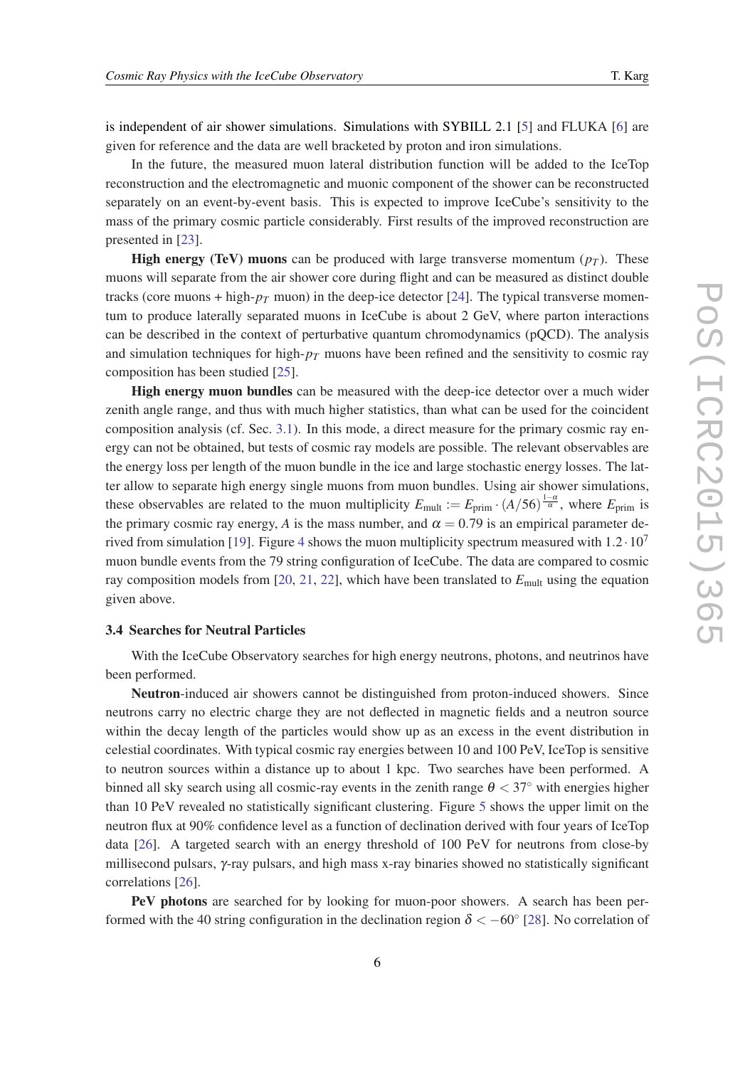is independent of air shower simulations. Simulations with SYBILL 2.1 [5] and FLUKA [6] are given for reference and the data are well bracketed by proton and iron simulations.

In the future, the measured muon lateral distribution function will be added to the IceTop reconstruction and the electromagnetic and muonic component of the shower can be reconstructed separately on an event-by-event basis. This is expected to improve IceCube's sensitivity to the mass of the primary cosmic particle considerably. First results of the improved reconstruction are presented in [23].

**High energy (TeV) muons** can be produced with large transverse momentum ($p_T$). These muons will separate from the air shower core during flight and can be measured as distinct double tracks (core muons + high-$p_T$ muon) in the deep-ice detector [24]. The typical transverse momentum to produce laterally separated muons in IceCube is about 2 GeV, where parton interactions can be described in the context of perturbative quantum chromodynamics (pQCD). The analysis and simulation techniques for high-$p_T$ muons have been refined and the sensitivity to cosmic ray composition has been studied [25].

**High energy muon bundles** can be measured with the deep-ice detector over a much wider zenith angle range, and thus with much higher statistics, than what can be used for the coincident composition analysis (cf. Sec. 3.1). In this mode, a direct measure for the primary cosmic ray energy can not be obtained, but tests of cosmic ray models are possible. The relevant observables are the energy loss per length of the muon bundle in the ice and large stochastic energy losses. The latter allow to separate high energy single muons from muon bundles. Using air shower simulations, these observables are related to the muon multiplicity $E_{\mathrm{mult}} := E_{\mathrm{prim}} \cdot (A/56)^{\frac{1-\alpha}{\alpha}}$, where $E_{\mathrm{prim}}$ is the primary cosmic ray energy, $A$ is the mass number, and $\alpha = 0.79$ is an empirical parameter derived from simulation [19]. Figure 4 shows the muon multiplicity spectrum measured with $1.2 \cdot 10^7$ muon bundle events from the 79 string configuration of IceCube. The data are compared to cosmic ray composition models from [20, 21, 22], which have been translated to $E_{\mathrm{mult}}$ using the equation given above.

### 3.4 Searches for Neutral Particles

With the IceCube Observatory searches for high energy neutrons, photons, and neutrinos have been performed.

**Neutron**-induced air showers cannot be distinguished from proton-induced showers. Since neutrons carry no electric charge they are not deflected in magnetic fields and a neutron source within the decay length of the particles would show up as an excess in the event distribution in celestial coordinates. With typical cosmic ray energies between 10 and 100 PeV, IceTop is sensitive to neutron sources within a distance up to about 1 kpc. Two searches have been performed. A binned all sky search using all cosmic-ray events in the zenith range $\theta < 37^\circ$ with energies higher than 10 PeV revealed no statistically significant clustering. Figure 5 shows the upper limit on the neutron flux at 90% confidence level as a function of declination derived with four years of IceTop data [26]. A targeted search with an energy threshold of 100 PeV for neutrons from close-by millisecond pulsars, $\gamma$-ray pulsars, and high mass x-ray binaries showed no statistically significant correlations [26].

**PeV photons** are searched for by looking for muon-poor showers. A search has been performed with the 40 string configuration in the declination region $\delta < -60^\circ$ [28]. No correlation of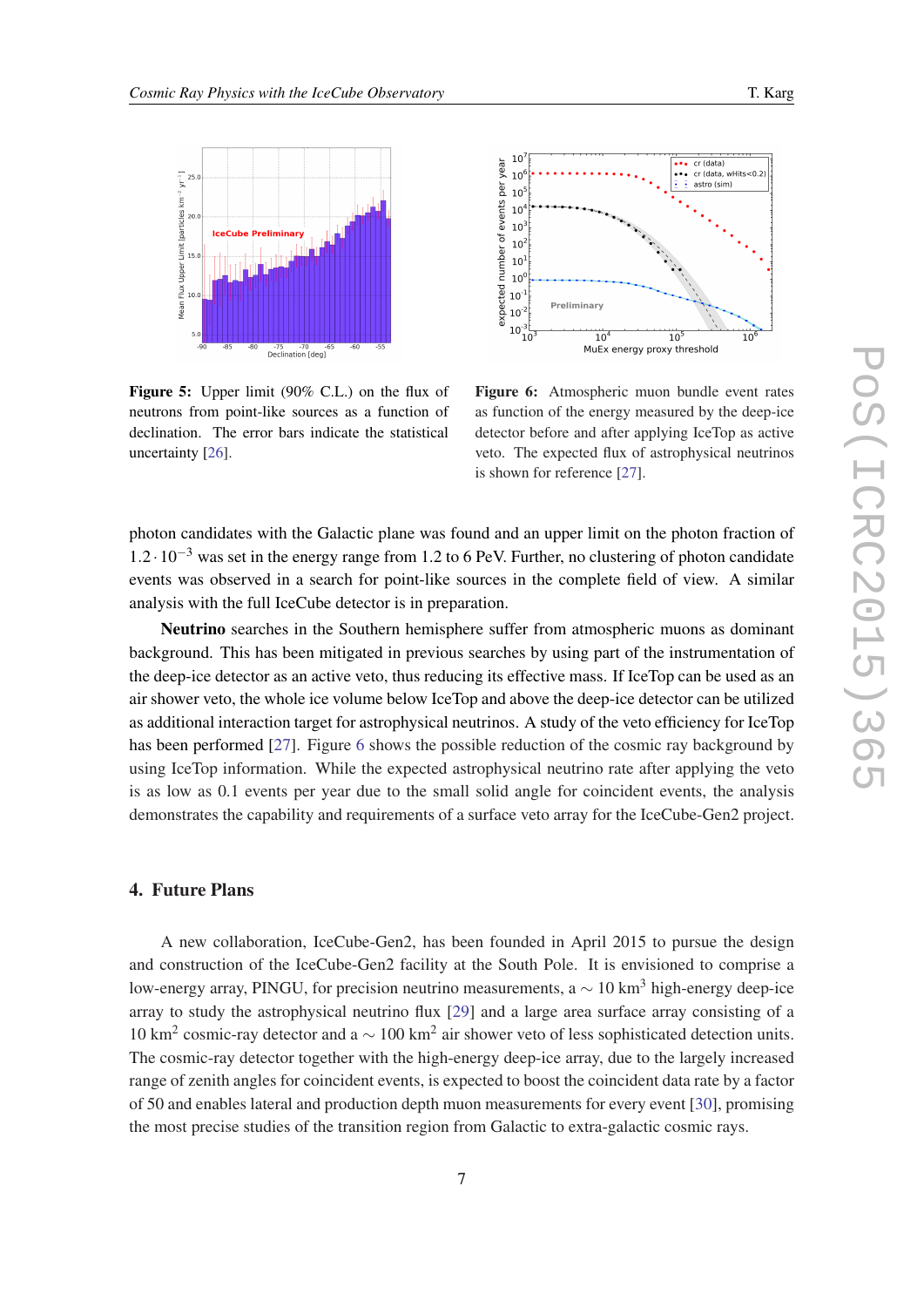**Figure 5:** Upper limit (90% C.L.) on the flux of neutrons from point-like sources as a function of declination. The error bars indicate the statistical uncertainty [26].

**Figure 6:** Atmospheric muon bundle event rates as function of the energy measured by the deep-ice detector before and after applying IceTop as active veto. The expected flux of astrophysical neutrinos is shown for reference [27].

photon candidates with the Galactic plane was found and an upper limit on the photon fraction of $1.2 \cdot 10^{-3}$ was set in the energy range from 1.2 to 6 PeV. Further, no clustering of photon candidate events was observed in a search for point-like sources in the complete field of view. A similar analysis with the full IceCube detector is in preparation.

**Neutrino** searches in the Southern hemisphere suffer from atmospheric muons as dominant background. This has been mitigated in previous searches by using part of the instrumentation of the deep-ice detector as an active veto, thus reducing its effective mass. If IceTop can be used as an air shower veto, the whole ice volume below IceTop and above the deep-ice detector can be utilized as additional interaction target for astrophysical neutrinos. A study of the veto efficiency for IceTop has been performed [27]. Figure 6 shows the possible reduction of the cosmic ray background by using IceTop information. While the expected astrophysical neutrino rate after applying the veto is as low as 0.1 events per year due to the small solid angle for coincident events, the analysis demonstrates the capability and requirements of a surface veto array for the IceCube-Gen2 project.

## 4. Future Plans

A new collaboration, IceCube-Gen2, has been founded in April 2015 to pursue the design and construction of the IceCube-Gen2 facility at the South Pole. It is envisioned to comprise a low-energy array, PINGU, for precision neutrino measurements, a $\sim$ 10 km$^3$ high-energy deep-ice array to study the astrophysical neutrino flux [29] and a large area surface array consisting of a 10 km$^2$ cosmic-ray detector and a $\sim$ 100 km$^2$ air shower veto of less sophisticated detection units. The cosmic-ray detector together with the high-energy deep-ice array, due to the largely increased range of zenith angles for coincident events, is expected to boost the coincident data rate by a factor of 50 and enables lateral and production depth muon measurements for every event [30], promising the most precise studies of the transition region from Galactic to extra-galactic cosmic rays.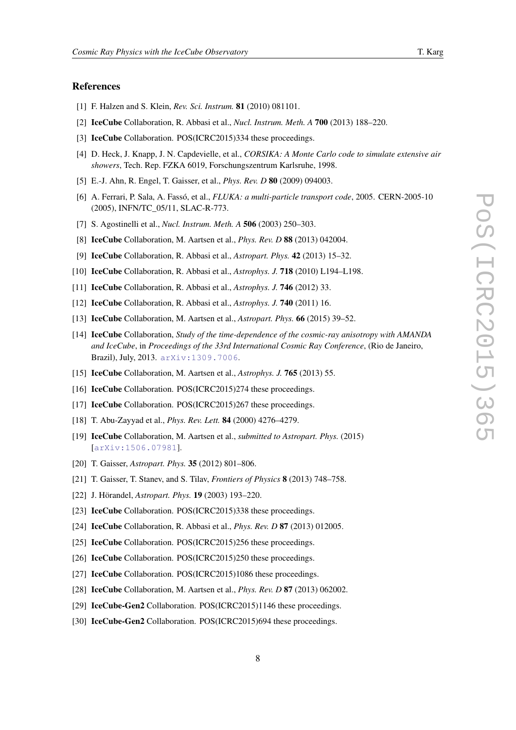## References

[1] F. Halzen and S. Klein, *Rev. Sci. Instrum.* **81** (2010) 081101.

[2] **IceCube** Collaboration, R. Abbasi et al., *Nucl. Instrum. Meth. A* **700** (2013) 188–220.

[3] **IceCube** Collaboration. POS(ICRC2015)334 these proceedings.

[4] D. Heck, J. Knapp, J. N. Capdevielle, et al., *CORSIKA: A Monte Carlo code to simulate extensive air showers*, Tech. Rep. FZKA 6019, Forschungszentrum Karlsruhe, 1998.

[5] E.-J. Ahn, R. Engel, T. Gaisser, et al., *Phys. Rev. D* **80** (2009) 094003.

[6] A. Ferrari, P. Sala, A. Fassó, et al., *FLUKA: a multi-particle transport code*, 2005. CERN-2005-10 (2005), INFN/TC_05/11, SLAC-R-773.

[7] S. Agostinelli et al., *Nucl. Instrum. Meth. A* **506** (2003) 250–303.

[8] **IceCube** Collaboration, M. Aartsen et al., *Phys. Rev. D* **88** (2013) 042004.

[9] **IceCube** Collaboration, R. Abbasi et al., *Astropart. Phys.* **42** (2013) 15–32.

[10] **IceCube** Collaboration, R. Abbasi et al., *Astrophys. J.* **718** (2010) L194–L198.

[11] **IceCube** Collaboration, R. Abbasi et al., *Astrophys. J.* **746** (2012) 33.

[12] **IceCube** Collaboration, R. Abbasi et al., *Astrophys. J.* **740** (2011) 16.

[13] **IceCube** Collaboration, M. Aartsen et al., *Astropart. Phys.* **66** (2015) 39–52.

[14] **IceCube** Collaboration, *Study of the time-dependence of the cosmic-ray anisotropy with AMANDA and IceCube*, in *Proceedings of the 33rd International Cosmic Ray Conference*, (Rio de Janeiro, Brazil), July, 2013. arXiv:1309.7006.

[15] **IceCube** Collaboration, M. Aartsen et al., *Astrophys. J.* **765** (2013) 55.

[16] **IceCube** Collaboration. POS(ICRC2015)274 these proceedings.

[17] **IceCube** Collaboration. POS(ICRC2015)267 these proceedings.

[18] T. Abu-Zayyad et al., *Phys. Rev. Lett.* **84** (2000) 4276–4279.

[19] **IceCube** Collaboration, M. Aartsen et al., *submitted to Astropart. Phys.* (2015) [arXiv:1506.07981].

[20] T. Gaisser, *Astropart. Phys.* **35** (2012) 801–806.

[21] T. Gaisser, T. Stanev, and S. Tilav, *Frontiers of Physics* **8** (2013) 748–758.

[22] J. Hörandel, *Astropart. Phys.* **19** (2003) 193–220.

[23] **IceCube** Collaboration. POS(ICRC2015)338 these proceedings.

[24] **IceCube** Collaboration, R. Abbasi et al., *Phys. Rev. D* **87** (2013) 012005.

[25] **IceCube** Collaboration. POS(ICRC2015)256 these proceedings.

[26] **IceCube** Collaboration. POS(ICRC2015)250 these proceedings.

[27] **IceCube** Collaboration. POS(ICRC2015)1086 these proceedings.

[28] **IceCube** Collaboration, M. Aartsen et al., *Phys. Rev. D* **87** (2013) 062002.

[29] **IceCube-Gen2** Collaboration. POS(ICRC2015)1146 these proceedings.

[30] **IceCube-Gen2** Collaboration. POS(ICRC2015)694 these proceedings.